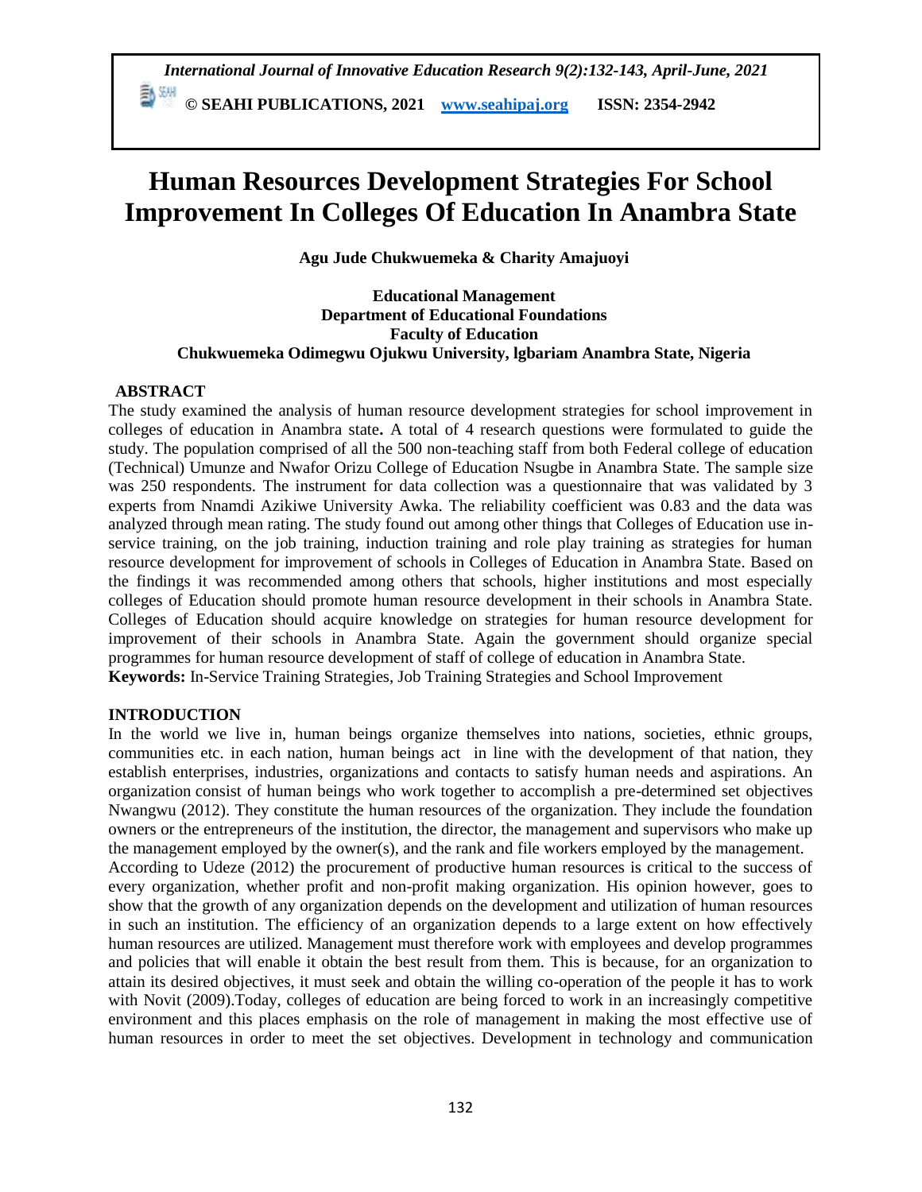# Human Resources Development Strategies For School Improvement In Colleges Of Education In Anambra State

**Agu Jude Chukwuemeka & Charity Amajuoyi**

**Educational Management**
**Department of Educational Foundations**
**Faculty of Education**
**Chukwuemeka Odimegwu Ojukwu University, lgbariam Anambra State, Nigeria**

## ABSTRACT

The study examined the analysis of human resource development strategies for school improvement in colleges of education in Anambra state**.** A total of 4 research questions were formulated to guide the study. The population comprised of all the 500 non-teaching staff from both Federal college of education (Technical) Umunze and Nwafor Orizu College of Education Nsugbe in Anambra State. The sample size was 250 respondents. The instrument for data collection was a questionnaire that was validated by 3 experts from Nnamdi Azikiwe University Awka. The reliability coefficient was 0.83 and the data was analyzed through mean rating. The study found out among other things that Colleges of Education use in-service training, on the job training, induction training and role play training as strategies for human resource development for improvement of schools in Colleges of Education in Anambra State. Based on the findings it was recommended among others that schools, higher institutions and most especially colleges of Education should promote human resource development in their schools in Anambra State. Colleges of Education should acquire knowledge on strategies for human resource development for improvement of their schools in Anambra State. Again the government should organize special programmes for human resource development of staff of college of education in Anambra State.

**Keywords:** In-Service Training Strategies, Job Training Strategies and School Improvement

## INTRODUCTION

In the world we live in, human beings organize themselves into nations, societies, ethnic groups, communities etc. in each nation, human beings act in line with the development of that nation, they establish enterprises, industries, organizations and contacts to satisfy human needs and aspirations. An organization consist of human beings who work together to accomplish a pre-determined set objectives Nwangwu (2012). They constitute the human resources of the organization. They include the foundation owners or the entrepreneurs of the institution, the director, the management and supervisors who make up the management employed by the owner(s), and the rank and file workers employed by the management.

According to Udeze (2012) the procurement of productive human resources is critical to the success of every organization, whether profit and non-profit making organization. His opinion however, goes to show that the growth of any organization depends on the development and utilization of human resources in such an institution. The efficiency of an organization depends to a large extent on how effectively human resources are utilized. Management must therefore work with employees and develop programmes and policies that will enable it obtain the best result from them. This is because, for an organization to attain its desired objectives, it must seek and obtain the willing co-operation of the people it has to work with Novit (2009).Today, colleges of education are being forced to work in an increasingly competitive environment and this places emphasis on the role of management in making the most effective use of human resources in order to meet the set objectives. Development in technology and communication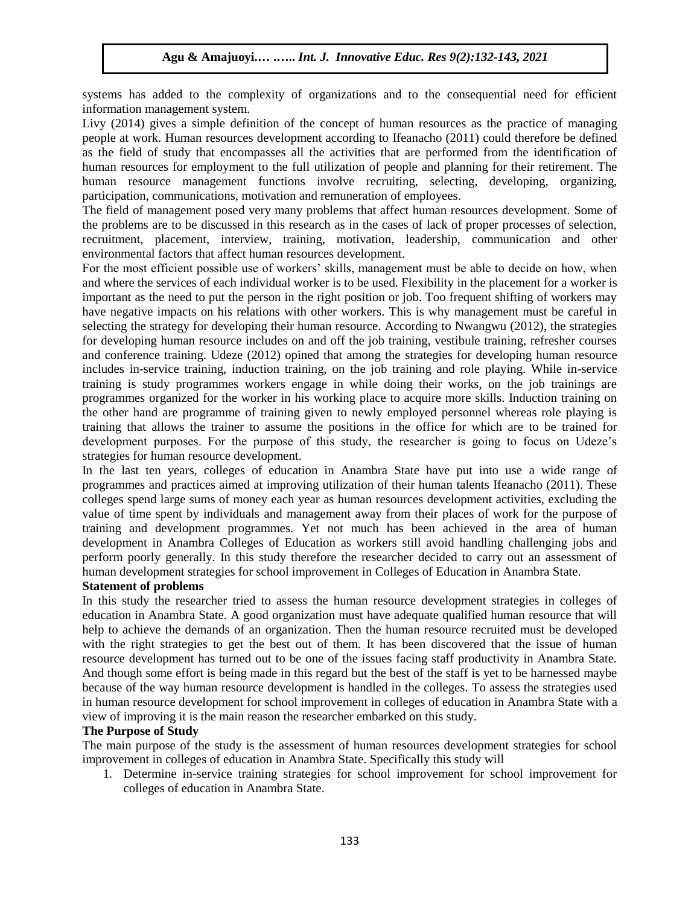systems has added to the complexity of organizations and to the consequential need for efficient information management system.

Livy (2014) gives a simple definition of the concept of human resources as the practice of managing people at work. Human resources development according to Ifeanacho (2011) could therefore be defined as the field of study that encompasses all the activities that are performed from the identification of human resources for employment to the full utilization of people and planning for their retirement. The human resource management functions involve recruiting, selecting, developing, organizing, participation, communications, motivation and remuneration of employees.

The field of management posed very many problems that affect human resources development. Some of the problems are to be discussed in this research as in the cases of lack of proper processes of selection, recruitment, placement, interview, training, motivation, leadership, communication and other environmental factors that affect human resources development.

For the most efficient possible use of workers' skills, management must be able to decide on how, when and where the services of each individual worker is to be used. Flexibility in the placement for a worker is important as the need to put the person in the right position or job. Too frequent shifting of workers may have negative impacts on his relations with other workers. This is why management must be careful in selecting the strategy for developing their human resource. According to Nwangwu (2012), the strategies for developing human resource includes on and off the job training, vestibule training, refresher courses and conference training. Udeze (2012) opined that among the strategies for developing human resource includes in-service training, induction training, on the job training and role playing. While in-service training is study programmes workers engage in while doing their works, on the job trainings are programmes organized for the worker in his working place to acquire more skills. Induction training on the other hand are programme of training given to newly employed personnel whereas role playing is training that allows the trainer to assume the positions in the office for which are to be trained for development purposes. For the purpose of this study, the researcher is going to focus on Udeze's strategies for human resource development.

In the last ten years, colleges of education in Anambra State have put into use a wide range of programmes and practices aimed at improving utilization of their human talents Ifeanacho (2011). These colleges spend large sums of money each year as human resources development activities, excluding the value of time spent by individuals and management away from their places of work for the purpose of training and development programmes. Yet not much has been achieved in the area of human development in Anambra Colleges of Education as workers still avoid handling challenging jobs and perform poorly generally. In this study therefore the researcher decided to carry out an assessment of human development strategies for school improvement in Colleges of Education in Anambra State.

**Statement of problems**

In this study the researcher tried to assess the human resource development strategies in colleges of education in Anambra State. A good organization must have adequate qualified human resource that will help to achieve the demands of an organization. Then the human resource recruited must be developed with the right strategies to get the best out of them. It has been discovered that the issue of human resource development has turned out to be one of the issues facing staff productivity in Anambra State. And though some effort is being made in this regard but the best of the staff is yet to be harnessed maybe because of the way human resource development is handled in the colleges. To assess the strategies used in human resource development for school improvement in colleges of education in Anambra State with a view of improving it is the main reason the researcher embarked on this study.

**The Purpose of Study**

The main purpose of the study is the assessment of human resources development strategies for school improvement in colleges of education in Anambra State. Specifically this study will

1. Determine in-service training strategies for school improvement for school improvement for colleges of education in Anambra State.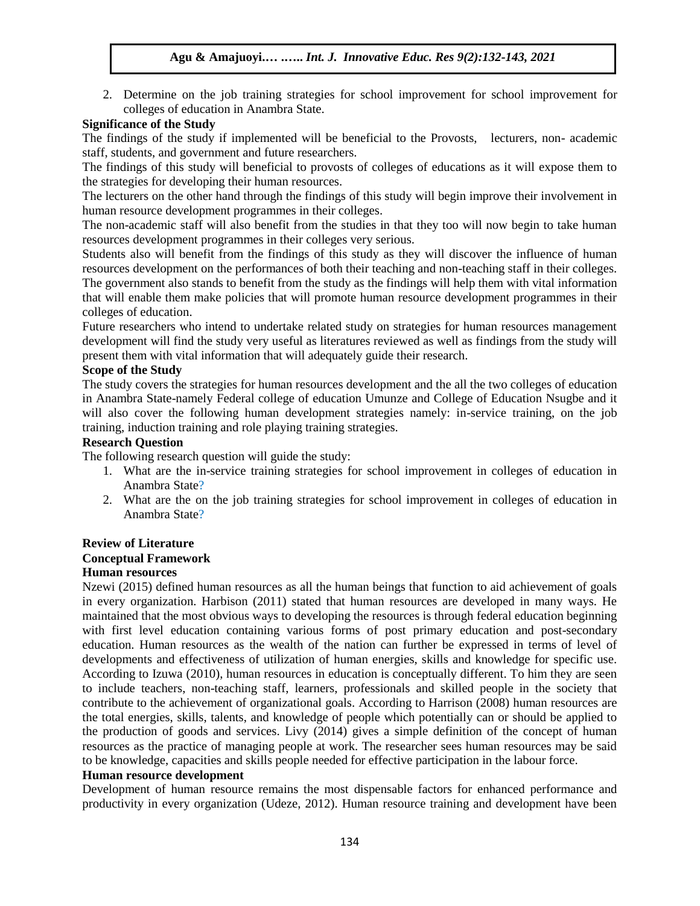2. Determine on the job training strategies for school improvement for school improvement for colleges of education in Anambra State.

**Significance of the Study**

The findings of the study if implemented will be beneficial to the Provosts, lecturers, non- academic staff, students, and government and future researchers.

The findings of this study will beneficial to provosts of colleges of educations as it will expose them to the strategies for developing their human resources.

The lecturers on the other hand through the findings of this study will begin improve their involvement in human resource development programmes in their colleges.

The non-academic staff will also benefit from the studies in that they too will now begin to take human resources development programmes in their colleges very serious.

Students also will benefit from the findings of this study as they will discover the influence of human resources development on the performances of both their teaching and non-teaching staff in their colleges.

The government also stands to benefit from the study as the findings will help them with vital information that will enable them make policies that will promote human resource development programmes in their colleges of education.

Future researchers who intend to undertake related study on strategies for human resources management development will find the study very useful as literatures reviewed as well as findings from the study will present them with vital information that will adequately guide their research.

**Scope of the Study**

The study covers the strategies for human resources development and the all the two colleges of education in Anambra State-namely Federal college of education Umunze and College of Education Nsugbe and it will also cover the following human development strategies namely: in-service training, on the job training, induction training and role playing training strategies.

**Research Question**

The following research question will guide the study:

1. What are the in-service training strategies for school improvement in colleges of education in Anambra State?
2. What are the on the job training strategies for school improvement in colleges of education in Anambra State?

**Review of Literature**

**Conceptual Framework**

**Human resources**

Nzewi (2015) defined human resources as all the human beings that function to aid achievement of goals in every organization. Harbison (2011) stated that human resources are developed in many ways. He maintained that the most obvious ways to developing the resources is through federal education beginning with first level education containing various forms of post primary education and post-secondary education. Human resources as the wealth of the nation can further be expressed in terms of level of developments and effectiveness of utilization of human energies, skills and knowledge for specific use. According to Izuwa (2010), human resources in education is conceptually different. To him they are seen to include teachers, non-teaching staff, learners, professionals and skilled people in the society that contribute to the achievement of organizational goals. According to Harrison (2008) human resources are the total energies, skills, talents, and knowledge of people which potentially can or should be applied to the production of goods and services. Livy (2014) gives a simple definition of the concept of human resources as the practice of managing people at work. The researcher sees human resources may be said to be knowledge, capacities and skills people needed for effective participation in the labour force.

**Human resource development**

Development of human resource remains the most dispensable factors for enhanced performance and productivity in every organization (Udeze, 2012). Human resource training and development have been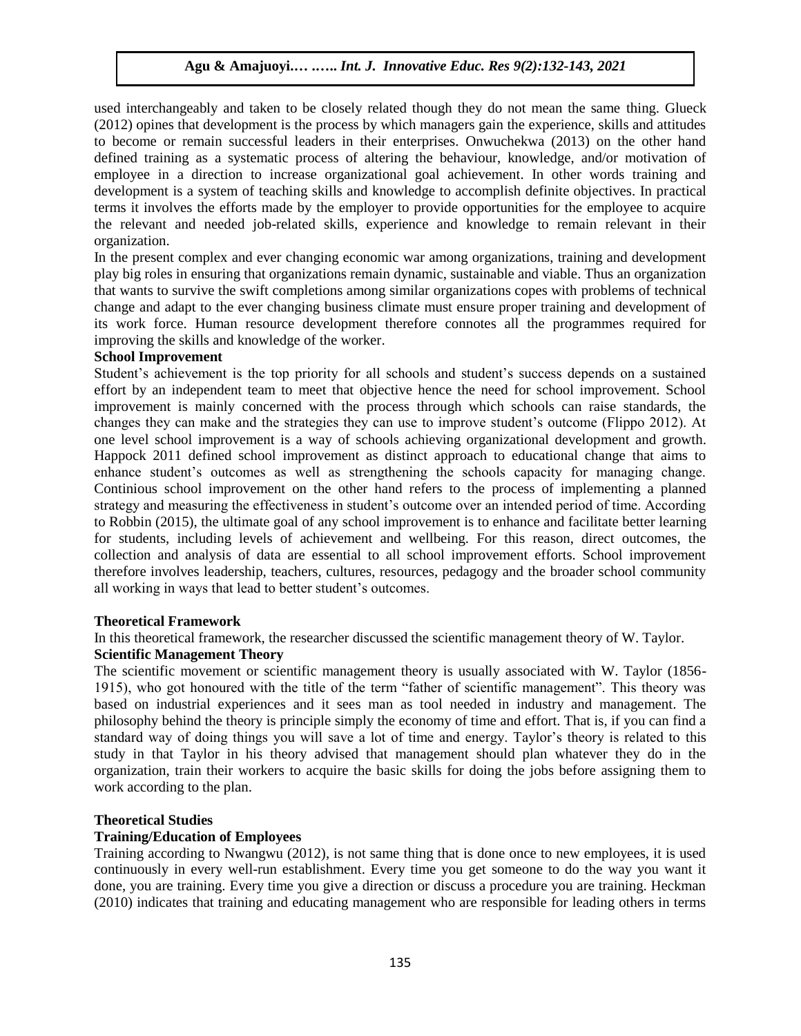used interchangeably and taken to be closely related though they do not mean the same thing. Glueck (2012) opines that development is the process by which managers gain the experience, skills and attitudes to become or remain successful leaders in their enterprises. Onwuchekwa (2013) on the other hand defined training as a systematic process of altering the behaviour, knowledge, and/or motivation of employee in a direction to increase organizational goal achievement. In other words training and development is a system of teaching skills and knowledge to accomplish definite objectives. In practical terms it involves the efforts made by the employer to provide opportunities for the employee to acquire the relevant and needed job-related skills, experience and knowledge to remain relevant in their organization.

In the present complex and ever changing economic war among organizations, training and development play big roles in ensuring that organizations remain dynamic, sustainable and viable. Thus an organization that wants to survive the swift completions among similar organizations copes with problems of technical change and adapt to the ever changing business climate must ensure proper training and development of its work force. Human resource development therefore connotes all the programmes required for improving the skills and knowledge of the worker.

**School Improvement**

Student's achievement is the top priority for all schools and student's success depends on a sustained effort by an independent team to meet that objective hence the need for school improvement. School improvement is mainly concerned with the process through which schools can raise standards, the changes they can make and the strategies they can use to improve student's outcome (Flippo 2012). At one level school improvement is a way of schools achieving organizational development and growth. Happock 2011 defined school improvement as distinct approach to educational change that aims to enhance student's outcomes as well as strengthening the schools capacity for managing change. Continious school improvement on the other hand refers to the process of implementing a planned strategy and measuring the effectiveness in student's outcome over an intended period of time. According to Robbin (2015), the ultimate goal of any school improvement is to enhance and facilitate better learning for students, including levels of achievement and wellbeing. For this reason, direct outcomes, the collection and analysis of data are essential to all school improvement efforts. School improvement therefore involves leadership, teachers, cultures, resources, pedagogy and the broader school community all working in ways that lead to better student's outcomes.

**Theoretical Framework**

In this theoretical framework, the researcher discussed the scientific management theory of W. Taylor.

**Scientific Management Theory**

The scientific movement or scientific management theory is usually associated with W. Taylor (1856-1915), who got honoured with the title of the term "father of scientific management". This theory was based on industrial experiences and it sees man as tool needed in industry and management. The philosophy behind the theory is principle simply the economy of time and effort. That is, if you can find a standard way of doing things you will save a lot of time and energy. Taylor's theory is related to this study in that Taylor in his theory advised that management should plan whatever they do in the organization, train their workers to acquire the basic skills for doing the jobs before assigning them to work according to the plan.

**Theoretical Studies**

**Training/Education of Employees**

Training according to Nwangwu (2012), is not same thing that is done once to new employees, it is used continuously in every well-run establishment. Every time you get someone to do the way you want it done, you are training. Every time you give a direction or discuss a procedure you are training. Heckman (2010) indicates that training and educating management who are responsible for leading others in terms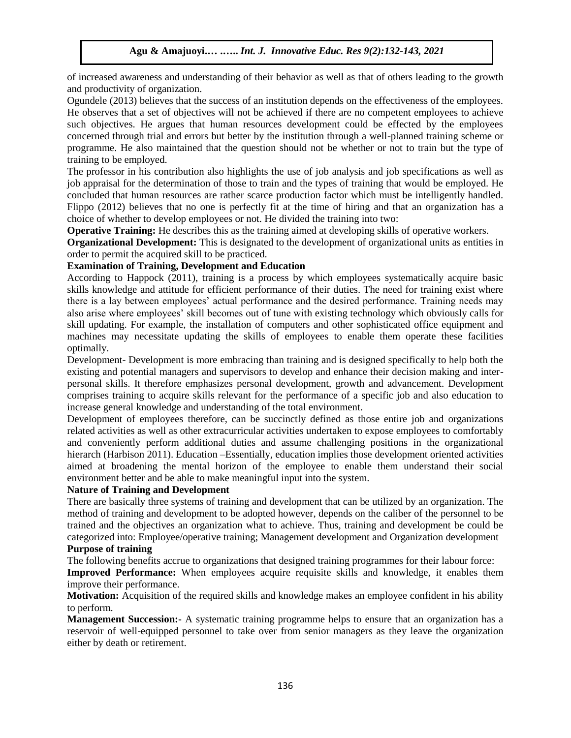of increased awareness and understanding of their behavior as well as that of others leading to the growth and productivity of organization.

Ogundele (2013) believes that the success of an institution depends on the effectiveness of the employees. He observes that a set of objectives will not be achieved if there are no competent employees to achieve such objectives. He argues that human resources development could be effected by the employees concerned through trial and errors but better by the institution through a well-planned training scheme or programme. He also maintained that the question should not be whether or not to train but the type of training to be employed.

The professor in his contribution also highlights the use of job analysis and job specifications as well as job appraisal for the determination of those to train and the types of training that would be employed. He concluded that human resources are rather scarce production factor which must be intelligently handled. Flippo (2012) believes that no one is perfectly fit at the time of hiring and that an organization has a choice of whether to develop employees or not. He divided the training into two:

**Operative Training:** He describes this as the training aimed at developing skills of operative workers.

**Organizational Development:** This is designated to the development of organizational units as entities in order to permit the acquired skill to be practiced.

**Examination of Training, Development and Education**

According to Happock (2011), training is a process by which employees systematically acquire basic skills knowledge and attitude for efficient performance of their duties. The need for training exist where there is a lay between employees' actual performance and the desired performance. Training needs may also arise where employees' skill becomes out of tune with existing technology which obviously calls for skill updating. For example, the installation of computers and other sophisticated office equipment and machines may necessitate updating the skills of employees to enable them operate these facilities optimally.

Development- Development is more embracing than training and is designed specifically to help both the existing and potential managers and supervisors to develop and enhance their decision making and inter-personal skills. It therefore emphasizes personal development, growth and advancement. Development comprises training to acquire skills relevant for the performance of a specific job and also education to increase general knowledge and understanding of the total environment.

Development of employees therefore, can be succinctly defined as those entire job and organizations related activities as well as other extracurricular activities undertaken to expose employees to comfortably and conveniently perform additional duties and assume challenging positions in the organizational hierarch (Harbison 2011). Education –Essentially, education implies those development oriented activities aimed at broadening the mental horizon of the employee to enable them understand their social environment better and be able to make meaningful input into the system.

**Nature of Training and Development**

There are basically three systems of training and development that can be utilized by an organization. The method of training and development to be adopted however, depends on the caliber of the personnel to be trained and the objectives an organization what to achieve. Thus, training and development be could be categorized into: Employee/operative training; Management development and Organization development

**Purpose of training**

The following benefits accrue to organizations that designed training programmes for their labour force:

**Improved Performance:** When employees acquire requisite skills and knowledge, it enables them improve their performance.

**Motivation:** Acquisition of the required skills and knowledge makes an employee confident in his ability to perform.

**Management Succession:-** A systematic training programme helps to ensure that an organization has a reservoir of well-equipped personnel to take over from senior managers as they leave the organization either by death or retirement.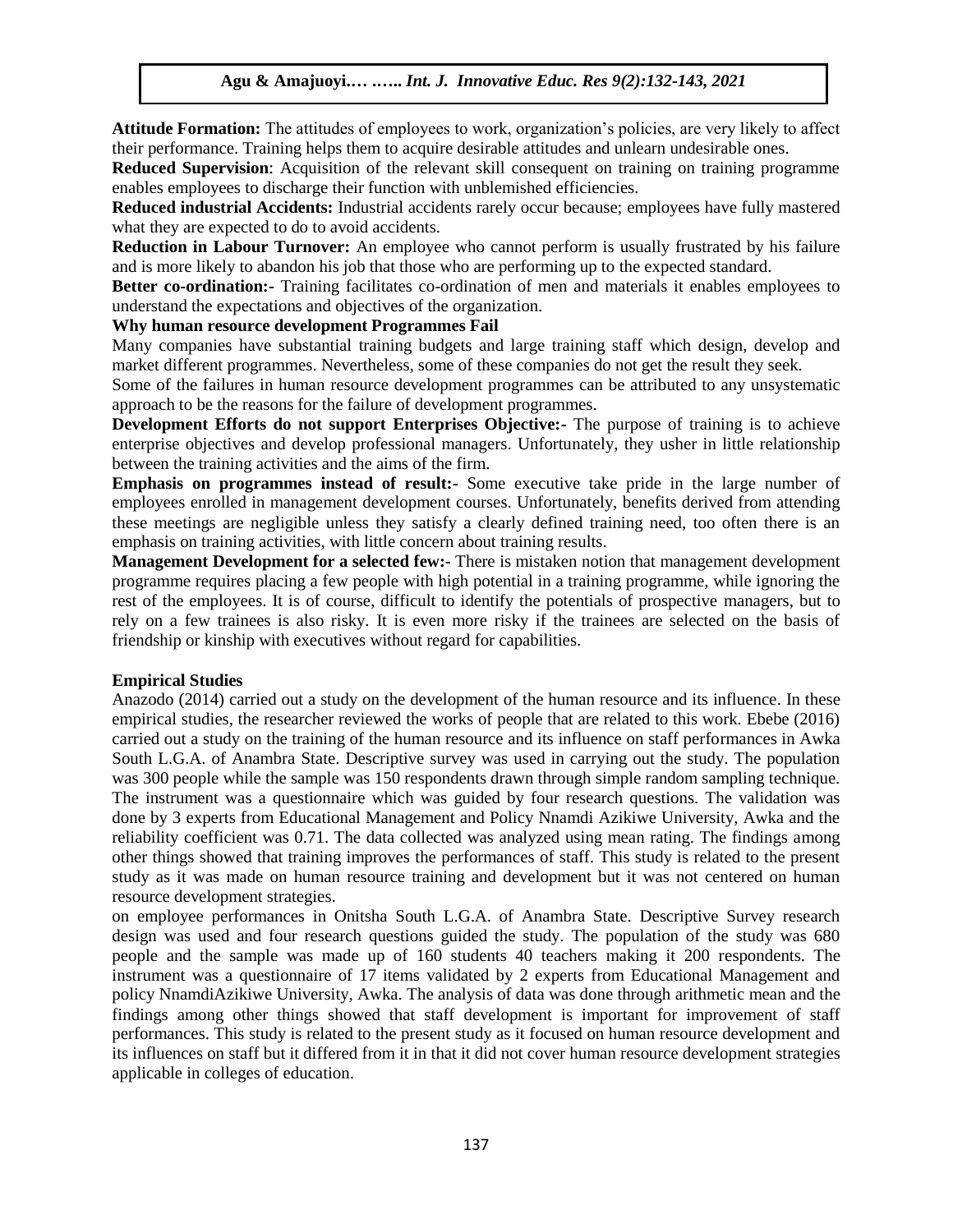**Attitude Formation:** The attitudes of employees to work, organization's policies, are very likely to affect their performance. Training helps them to acquire desirable attitudes and unlearn undesirable ones.

**Reduced Supervision**: Acquisition of the relevant skill consequent on training on training programme enables employees to discharge their function with unblemished efficiencies.

**Reduced industrial Accidents:** Industrial accidents rarely occur because; employees have fully mastered what they are expected to do to avoid accidents.

**Reduction in Labour Turnover:** An employee who cannot perform is usually frustrated by his failure and is more likely to abandon his job that those who are performing up to the expected standard.

**Better co-ordination:-** Training facilitates co-ordination of men and materials it enables employees to understand the expectations and objectives of the organization.

**Why human resource development Programmes Fail**

Many companies have substantial training budgets and large training staff which design, develop and market different programmes. Nevertheless, some of these companies do not get the result they seek.

Some of the failures in human resource development programmes can be attributed to any unsystematic approach to be the reasons for the failure of development programmes.

**Development Efforts do not support Enterprises Objective:-** The purpose of training is to achieve enterprise objectives and develop professional managers. Unfortunately, they usher in little relationship between the training activities and the aims of the firm.

**Emphasis on programmes instead of result:-** Some executive take pride in the large number of employees enrolled in management development courses. Unfortunately, benefits derived from attending these meetings are negligible unless they satisfy a clearly defined training need, too often there is an emphasis on training activities, with little concern about training results.

**Management Development for a selected few:-** There is mistaken notion that management development programme requires placing a few people with high potential in a training programme, while ignoring the rest of the employees. It is of course, difficult to identify the potentials of prospective managers, but to rely on a few trainees is also risky. It is even more risky if the trainees are selected on the basis of friendship or kinship with executives without regard for capabilities.

**Empirical Studies**

Anazodo (2014) carried out a study on the development of the human resource and its influence. In these empirical studies, the researcher reviewed the works of people that are related to this work. Ebebe (2016) carried out a study on the training of the human resource and its influence on staff performances in Awka South L.G.A. of Anambra State. Descriptive survey was used in carrying out the study. The population was 300 people while the sample was 150 respondents drawn through simple random sampling technique. The instrument was a questionnaire which was guided by four research questions. The validation was done by 3 experts from Educational Management and Policy Nnamdi Azikiwe University, Awka and the reliability coefficient was 0.71. The data collected was analyzed using mean rating. The findings among other things showed that training improves the performances of staff. This study is related to the present study as it was made on human resource training and development but it was not centered on human resource development strategies.

on employee performances in Onitsha South L.G.A. of Anambra State. Descriptive Survey research design was used and four research questions guided the study. The population of the study was 680 people and the sample was made up of 160 students 40 teachers making it 200 respondents. The instrument was a questionnaire of 17 items validated by 2 experts from Educational Management and policy NnamdiAzikiwe University, Awka. The analysis of data was done through arithmetic mean and the findings among other things showed that staff development is important for improvement of staff performances. This study is related to the present study as it focused on human resource development and its influences on staff but it differed from it in that it did not cover human resource development strategies applicable in colleges of education.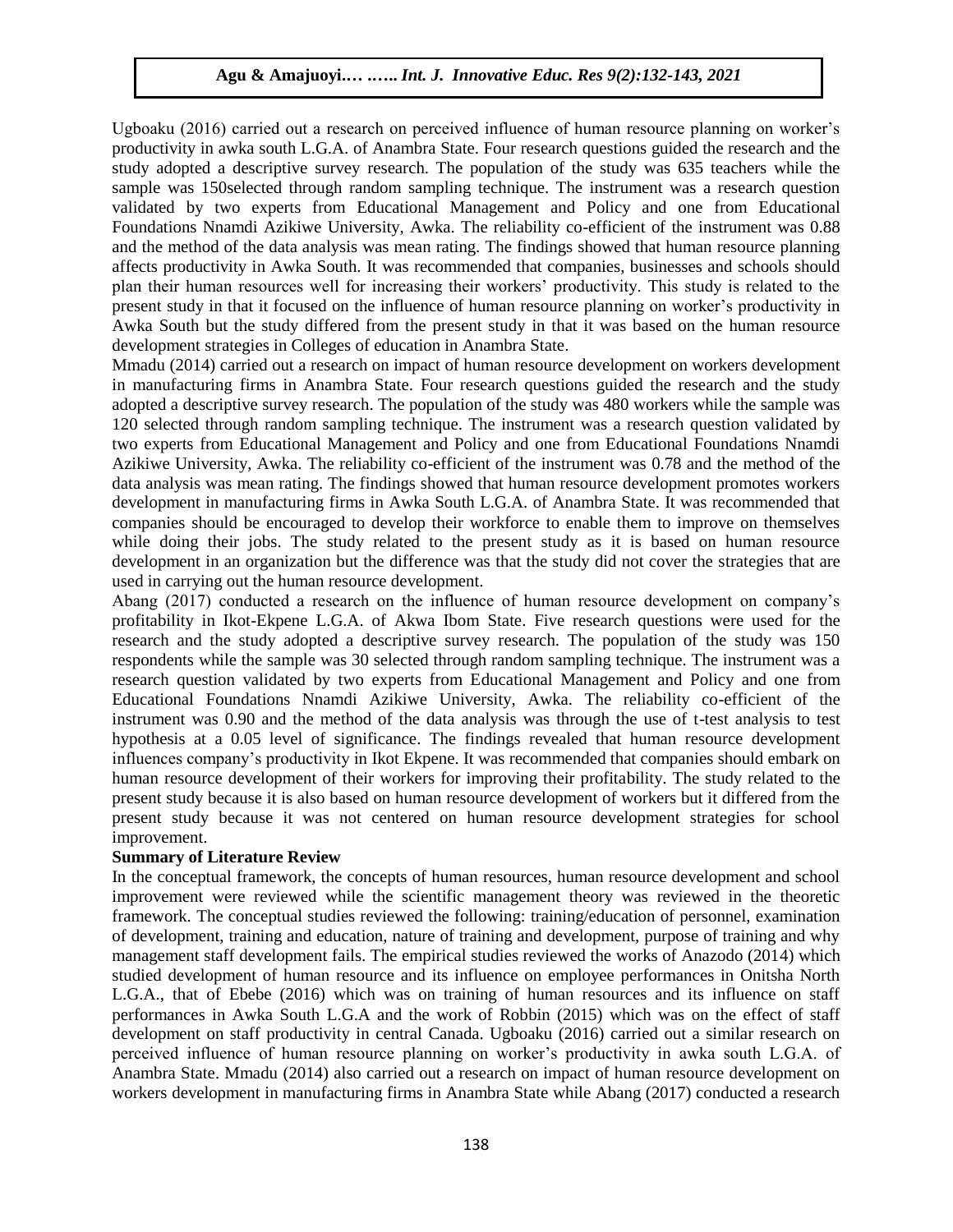Ugboaku (2016) carried out a research on perceived influence of human resource planning on worker's productivity in awka south L.G.A. of Anambra State. Four research questions guided the research and the study adopted a descriptive survey research. The population of the study was 635 teachers while the sample was 150selected through random sampling technique. The instrument was a research question validated by two experts from Educational Management and Policy and one from Educational Foundations Nnamdi Azikiwe University, Awka. The reliability co-efficient of the instrument was 0.88 and the method of the data analysis was mean rating. The findings showed that human resource planning affects productivity in Awka South. It was recommended that companies, businesses and schools should plan their human resources well for increasing their workers' productivity. This study is related to the present study in that it focused on the influence of human resource planning on worker's productivity in Awka South but the study differed from the present study in that it was based on the human resource development strategies in Colleges of education in Anambra State.

Mmadu (2014) carried out a research on impact of human resource development on workers development in manufacturing firms in Anambra State. Four research questions guided the research and the study adopted a descriptive survey research. The population of the study was 480 workers while the sample was 120 selected through random sampling technique. The instrument was a research question validated by two experts from Educational Management and Policy and one from Educational Foundations Nnamdi Azikiwe University, Awka. The reliability co-efficient of the instrument was 0.78 and the method of the data analysis was mean rating. The findings showed that human resource development promotes workers development in manufacturing firms in Awka South L.G.A. of Anambra State. It was recommended that companies should be encouraged to develop their workforce to enable them to improve on themselves while doing their jobs. The study related to the present study as it is based on human resource development in an organization but the difference was that the study did not cover the strategies that are used in carrying out the human resource development.

Abang (2017) conducted a research on the influence of human resource development on company's profitability in Ikot-Ekpene L.G.A. of Akwa Ibom State. Five research questions were used for the research and the study adopted a descriptive survey research. The population of the study was 150 respondents while the sample was 30 selected through random sampling technique. The instrument was a research question validated by two experts from Educational Management and Policy and one from Educational Foundations Nnamdi Azikiwe University, Awka. The reliability co-efficient of the instrument was 0.90 and the method of the data analysis was through the use of t-test analysis to test hypothesis at a 0.05 level of significance. The findings revealed that human resource development influences company's productivity in Ikot Ekpene. It was recommended that companies should embark on human resource development of their workers for improving their profitability. The study related to the present study because it is also based on human resource development of workers but it differed from the present study because it was not centered on human resource development strategies for school improvement.

**Summary of Literature Review**

In the conceptual framework, the concepts of human resources, human resource development and school improvement were reviewed while the scientific management theory was reviewed in the theoretic framework. The conceptual studies reviewed the following: training/education of personnel, examination of development, training and education, nature of training and development, purpose of training and why management staff development fails. The empirical studies reviewed the works of Anazodo (2014) which studied development of human resource and its influence on employee performances in Onitsha North L.G.A., that of Ebebe (2016) which was on training of human resources and its influence on staff performances in Awka South L.G.A and the work of Robbin (2015) which was on the effect of staff development on staff productivity in central Canada. Ugboaku (2016) carried out a similar research on perceived influence of human resource planning on worker's productivity in awka south L.G.A. of Anambra State. Mmadu (2014) also carried out a research on impact of human resource development on workers development in manufacturing firms in Anambra State while Abang (2017) conducted a research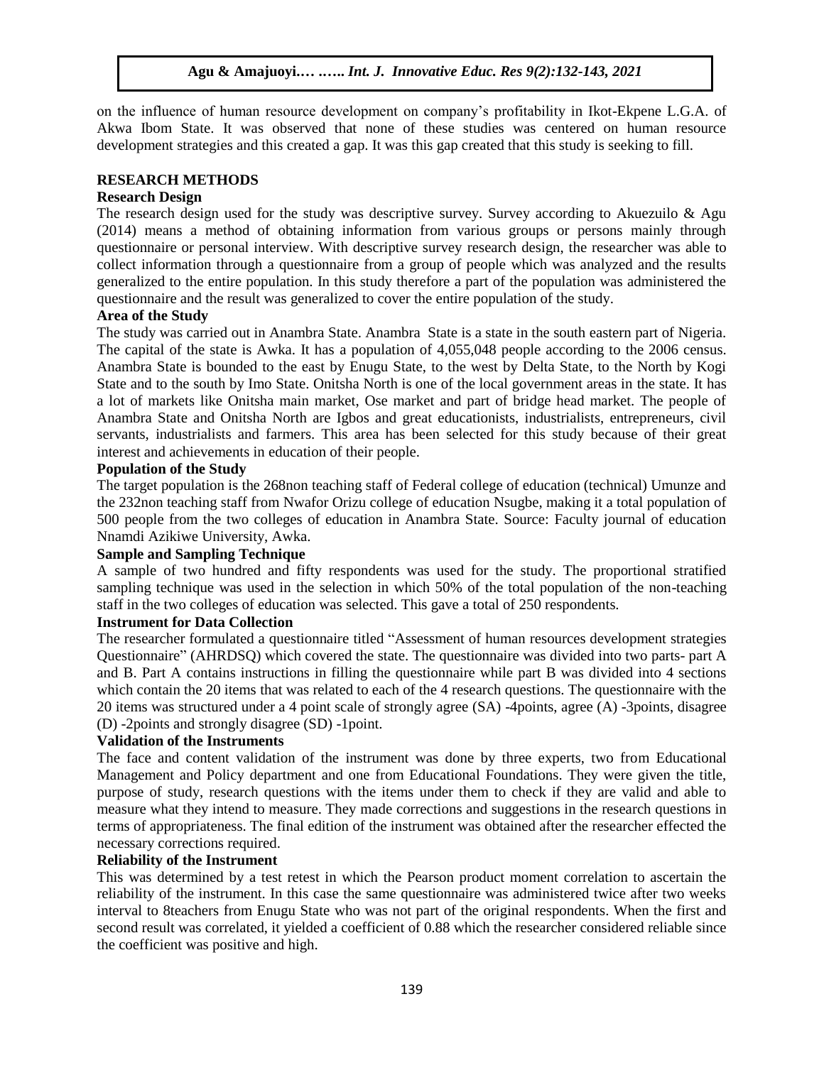on the influence of human resource development on company's profitability in Ikot-Ekpene L.G.A. of Akwa Ibom State. It was observed that none of these studies was centered on human resource development strategies and this created a gap. It was this gap created that this study is seeking to fill.

## RESEARCH METHODS

### Research Design

The research design used for the study was descriptive survey. Survey according to Akuezuilo & Agu (2014) means a method of obtaining information from various groups or persons mainly through questionnaire or personal interview. With descriptive survey research design, the researcher was able to collect information through a questionnaire from a group of people which was analyzed and the results generalized to the entire population. In this study therefore a part of the population was administered the questionnaire and the result was generalized to cover the entire population of the study.

### Area of the Study

The study was carried out in Anambra State. Anambra State is a state in the south eastern part of Nigeria. The capital of the state is Awka. It has a population of 4,055,048 people according to the 2006 census. Anambra State is bounded to the east by Enugu State, to the west by Delta State, to the North by Kogi State and to the south by Imo State. Onitsha North is one of the local government areas in the state. It has a lot of markets like Onitsha main market, Ose market and part of bridge head market. The people of Anambra State and Onitsha North are Igbos and great educationists, industrialists, entrepreneurs, civil servants, industrialists and farmers. This area has been selected for this study because of their great interest and achievements in education of their people.

### Population of the Study

The target population is the 268non teaching staff of Federal college of education (technical) Umunze and the 232non teaching staff from Nwafor Orizu college of education Nsugbe, making it a total population of 500 people from the two colleges of education in Anambra State. Source: Faculty journal of education Nnamdi Azikiwe University, Awka.

### Sample and Sampling Technique

A sample of two hundred and fifty respondents was used for the study. The proportional stratified sampling technique was used in the selection in which 50% of the total population of the non-teaching staff in the two colleges of education was selected. This gave a total of 250 respondents.

### Instrument for Data Collection

The researcher formulated a questionnaire titled "Assessment of human resources development strategies Questionnaire" (AHRDSQ) which covered the state. The questionnaire was divided into two parts- part A and B. Part A contains instructions in filling the questionnaire while part B was divided into 4 sections which contain the 20 items that was related to each of the 4 research questions. The questionnaire with the 20 items was structured under a 4 point scale of strongly agree (SA) -4points, agree (A) -3points, disagree (D) -2points and strongly disagree (SD) -1point.

### Validation of the Instruments

The face and content validation of the instrument was done by three experts, two from Educational Management and Policy department and one from Educational Foundations. They were given the title, purpose of study, research questions with the items under them to check if they are valid and able to measure what they intend to measure. They made corrections and suggestions in the research questions in terms of appropriateness. The final edition of the instrument was obtained after the researcher effected the necessary corrections required.

### Reliability of the Instrument

This was determined by a test retest in which the Pearson product moment correlation to ascertain the reliability of the instrument. In this case the same questionnaire was administered twice after two weeks interval to 8teachers from Enugu State who was not part of the original respondents. When the first and second result was correlated, it yielded a coefficient of 0.88 which the researcher considered reliable since the coefficient was positive and high.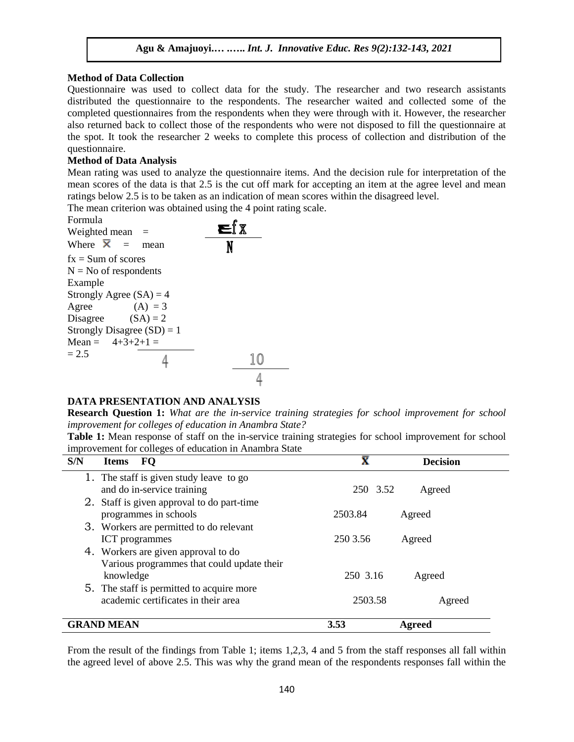**Method of Data Collection**

Questionnaire was used to collect data for the study. The researcher and two research assistants distributed the questionnaire to the respondents. The researcher waited and collected some of the completed questionnaires from the respondents when they were through with it. However, the researcher also returned back to collect those of the respondents who were not disposed to fill the questionnaire at the spot. It took the researcher 2 weeks to complete this process of collection and distribution of the questionnaire.

**Method of Data Analysis**

Mean rating was used to analyze the questionnaire items. And the decision rule for interpretation of the mean scores of the data is that 2.5 is the cut off mark for accepting an item at the agree level and mean ratings below 2.5 is to be taken as an indication of mean scores within the disagreed level.

The mean criterion was obtained using the 4 point rating scale.

Formula

Weighted mean $= \frac{\Sigma fx}{N}$

Where $\bar{X}$ = mean

fx = Sum of scores

N = No of respondents

Example

Strongly Agree (SA) = 4

Agree (A) = 3

Disagree (SA) = 2

Strongly Disagree (SD) = 1

Mean = $\frac{4+3+2+1}{4} = \frac{10}{4}$

= 2.5

## DATA PRESENTATION AND ANALYSIS

**Research Question 1:** *What are the in-service training strategies for school improvement for school improvement for colleges of education in Anambra State?*

**Table 1:** Mean response of staff on the in-service training strategies for school improvement for school improvement for colleges of education in Anambra State

| S/N | Items | FQ | $\bar{X}$ | Decision |
|---|---|---|---|---|
| 1. | The staff is given study leave to go and do in-service training | 250 | 3.52 | Agreed |
| 2. | Staff is given approval to do part-time programmes in schools | 250 | 3.84 | Agreed |
| 3. | Workers are permitted to do relevant ICT programmes | 250 | 3.56 | Agreed |
| 4. | Workers are given approval to do Various programmes that could update their knowledge | 250 | 3.16 | Agreed |
| 5. | The staff is permitted to acquire more academic certificates in their area | 250 | 3.58 | Agreed |
| **GRAND MEAN** | | | **3.53** | **Agreed** |

From the result of the findings from Table 1; items 1,2,3, 4 and 5 from the staff responses all fall within the agreed level of above 2.5. This was why the grand mean of the respondents responses fall within the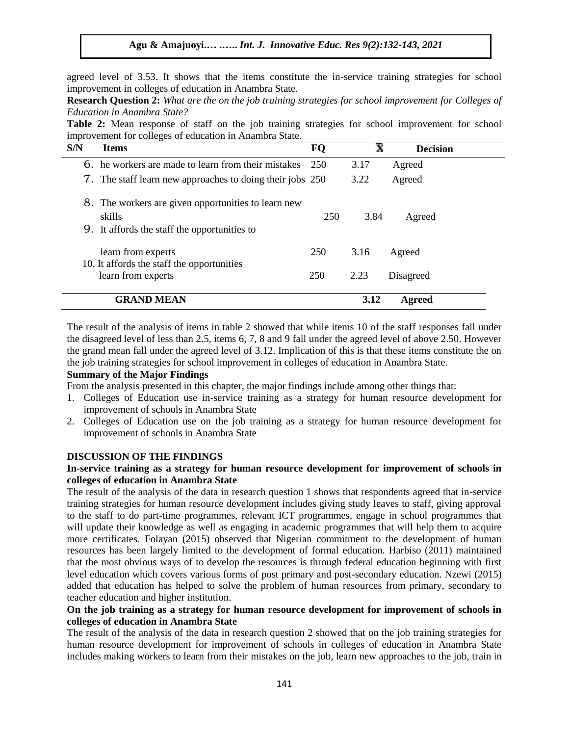agreed level of 3.53. It shows that the items constitute the in-service training strategies for school improvement in colleges of education in Anambra State.

**Research Question 2:** *What are the on the job training strategies for school improvement for Colleges of Education in Anambra State?*

**Table 2:** Mean response of staff on the job training strategies for school improvement for school improvement for colleges of education in Anambra State.

| S/N | Items | FQ | $\bar{X}$ | Decision |
|---|---|---|---|---|
| 6. | he workers are made to learn from their mistakes | 250 | 3.17 | Agreed |
| 7. | The staff learn new approaches to doing their jobs | 250 | 3.22 | Agreed |
| 8. | The workers are given opportunities to learn new skills | 250 | 3.84 | Agreed |
| 9. | It affords the staff the opportunities to learn from experts | 250 | 3.16 | Agreed |
| 10. | It affords the staff the opportunities learn from experts | 250 | 2.23 | Disagreed |
| | **GRAND MEAN** | | **3.12** | **Agreed** |

The result of the analysis of items in table 2 showed that while items 10 of the staff responses fall under the disagreed level of less than 2.5, items 6, 7, 8 and 9 fall under the agreed level of above 2.50. However the grand mean fall under the agreed level of 3.12. Implication of this is that these items constitute the on the job training strategies for school improvement in colleges of education in Anambra State.

**Summary of the Major Findings**

From the analysis presented in this chapter, the major findings include among other things that:

1. Colleges of Education use in-service training as a strategy for human resource development for improvement of schools in Anambra State
2. Colleges of Education use on the job training as a strategy for human resource development for improvement of schools in Anambra State

## DISCUSSION OF THE FINDINGS

### In-service training as a strategy for human resource development for improvement of schools in colleges of education in Anambra State

The result of the analysis of the data in research question 1 shows that respondents agreed that in-service training strategies for human resource development includes giving study leaves to staff, giving approval to the staff to do part-time programmes, relevant ICT programmes, engage in school programmes that will update their knowledge as well as engaging in academic programmes that will help them to acquire more certificates. Folayan (2015) observed that Nigerian commitment to the development of human resources has been largely limited to the development of formal education. Harbiso (2011) maintained that the most obvious ways of to develop the resources is through federal education beginning with first level education which covers various forms of post primary and post-secondary education. Nzewi (2015) added that education has helped to solve the problem of human resources from primary, secondary to teacher education and higher institution.

### On the job training as a strategy for human resource development for improvement of schools in colleges of education in Anambra State

The result of the analysis of the data in research question 2 showed that on the job training strategies for human resource development for improvement of schools in colleges of education in Anambra State includes making workers to learn from their mistakes on the job, learn new approaches to the job, train in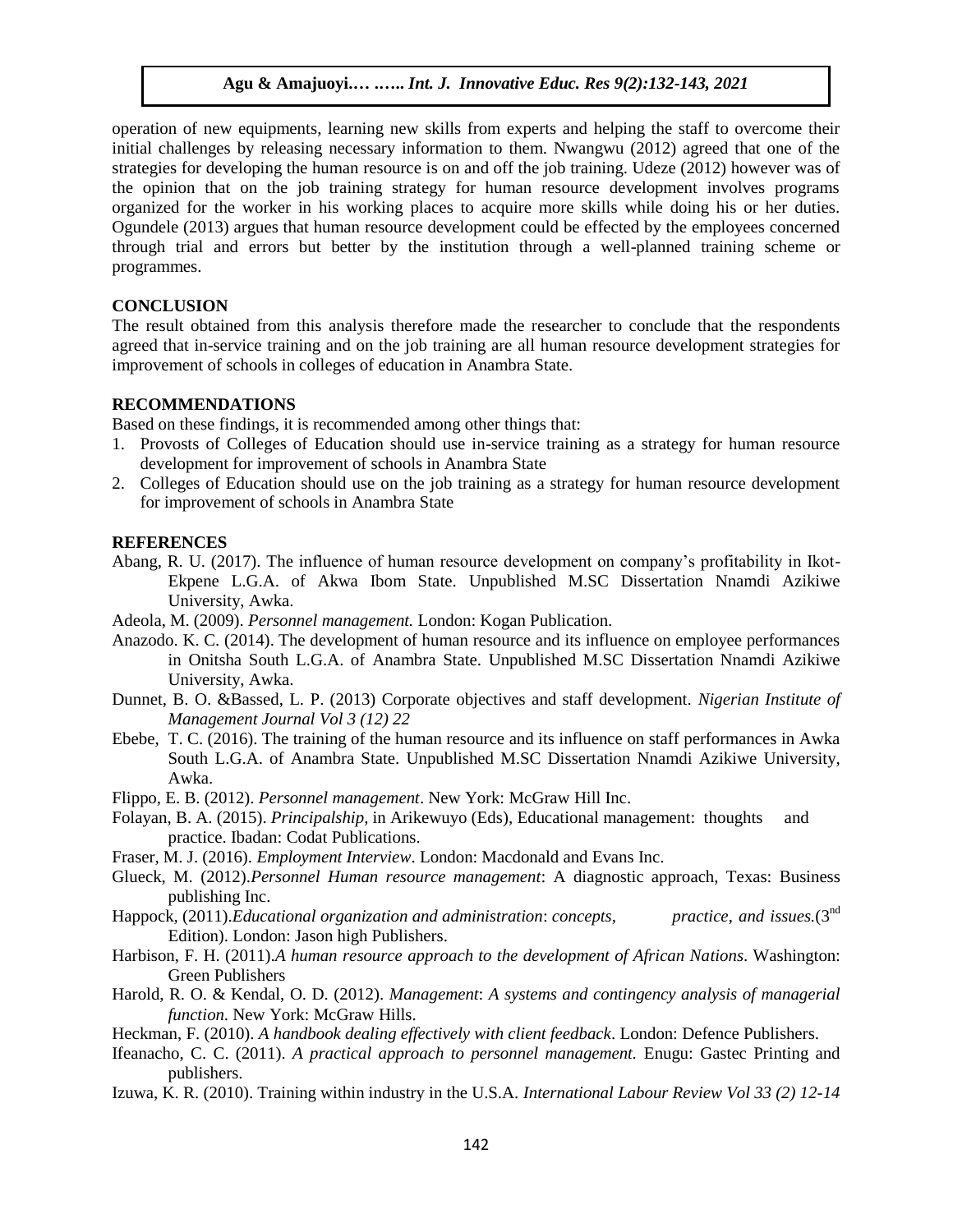operation of new equipments, learning new skills from experts and helping the staff to overcome their initial challenges by releasing necessary information to them. Nwangwu (2012) agreed that one of the strategies for developing the human resource is on and off the job training. Udeze (2012) however was of the opinion that on the job training strategy for human resource development involves programs organized for the worker in his working places to acquire more skills while doing his or her duties. Ogundele (2013) argues that human resource development could be effected by the employees concerned through trial and errors but better by the institution through a well-planned training scheme or programmes.

## CONCLUSION

The result obtained from this analysis therefore made the researcher to conclude that the respondents agreed that in-service training and on the job training are all human resource development strategies for improvement of schools in colleges of education in Anambra State.

## RECOMMENDATIONS

Based on these findings, it is recommended among other things that:

1. Provosts of Colleges of Education should use in-service training as a strategy for human resource development for improvement of schools in Anambra State
2. Colleges of Education should use on the job training as a strategy for human resource development for improvement of schools in Anambra State

## REFERENCES

Abang, R. U. (2017). The influence of human resource development on company's profitability in Ikot-Ekpene L.G.A. of Akwa Ibom State. Unpublished M.SC Dissertation Nnamdi Azikiwe University, Awka.

Adeola, M. (2009). *Personnel management.* London: Kogan Publication.

Anazodo. K. C. (2014). The development of human resource and its influence on employee performances in Onitsha South L.G.A. of Anambra State. Unpublished M.SC Dissertation Nnamdi Azikiwe University, Awka.

Dunnet, B. O. &Bassed, L. P. (2013) Corporate objectives and staff development. *Nigerian Institute of Management Journal Vol 3 (12) 22*

Ebebe, T. C. (2016). The training of the human resource and its influence on staff performances in Awka South L.G.A. of Anambra State. Unpublished M.SC Dissertation Nnamdi Azikiwe University, Awka.

Flippo, E. B. (2012). *Personnel management*. New York: McGraw Hill Inc.

Folayan, B. A. (2015). *Principalship*, in Arikewuyo (Eds), Educational management: thoughts and practice. Ibadan: Codat Publications.

Fraser, M. J. (2016). *Employment Interview*. London: Macdonald and Evans Inc.

Glueck, M. (2012).*Personnel Human resource management*: A diagnostic approach, Texas: Business publishing Inc.

Happock, (2011).*Educational organization and administration*: *concepts*, *practice*, *and issues.*(3rd Edition). London: Jason high Publishers.

Harbison, F. H. (2011).*A human resource approach to the development of African Nations*. Washington: Green Publishers

Harold, R. O. & Kendal, O. D. (2012). *Management*: *A systems and contingency analysis of managerial function*. New York: McGraw Hills.

Heckman, F. (2010). *A handbook dealing effectively with client feedback*. London: Defence Publishers.

Ifeanacho, C. C. (2011). *A practical approach to personnel management.* Enugu: Gastec Printing and publishers.

Izuwa, K. R. (2010). Training within industry in the U.S.A. *International Labour Review Vol 33 (2) 12-14*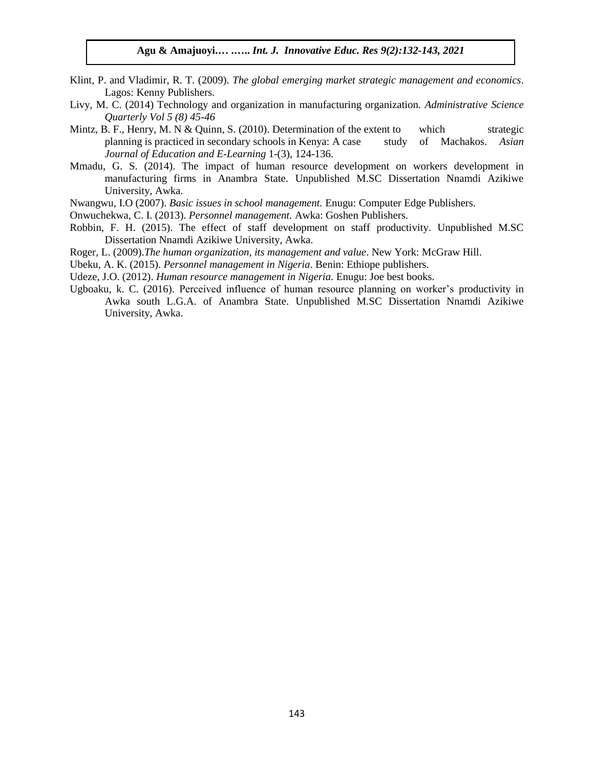Klint, P. and Vladimir, R. T. (2009). *The global emerging market strategic management and economics*. Lagos: Kenny Publishers.

Livy, M. C. (2014) Technology and organization in manufacturing organization. *Administrative Science Quarterly Vol 5 (8) 45-46*

Mintz, B. F., Henry, M. N & Quinn, S. (2010). Determination of the extent to which strategic planning is practiced in secondary schools in Kenya: A case study of Machakos. *Asian Journal of Education and E-Learning* 1-(3), 124-136.

Mmadu, G. S. (2014). The impact of human resource development on workers development in manufacturing firms in Anambra State. Unpublished M.SC Dissertation Nnamdi Azikiwe University, Awka.

Nwangwu, I.O (2007). *Basic issues in school management.* Enugu: Computer Edge Publishers.

Onwuchekwa, C. I. (2013). *Personnel management.* Awka: Goshen Publishers.

Robbin, F. H. (2015). The effect of staff development on staff productivity. Unpublished M.SC Dissertation Nnamdi Azikiwe University, Awka.

Roger, L. (2009).*The human organization, its management and value*. New York: McGraw Hill.

Ubeku, A. K. (2015). *Personnel management in Nigeria*. Benin: Ethiope publishers.

Udeze, J.O. (2012). *Human resource management in Nigeria.* Enugu: Joe best books.

Ugboaku, k. C. (2016). Perceived influence of human resource planning on worker's productivity in Awka south L.G.A. of Anambra State. Unpublished M.SC Dissertation Nnamdi Azikiwe University, Awka.